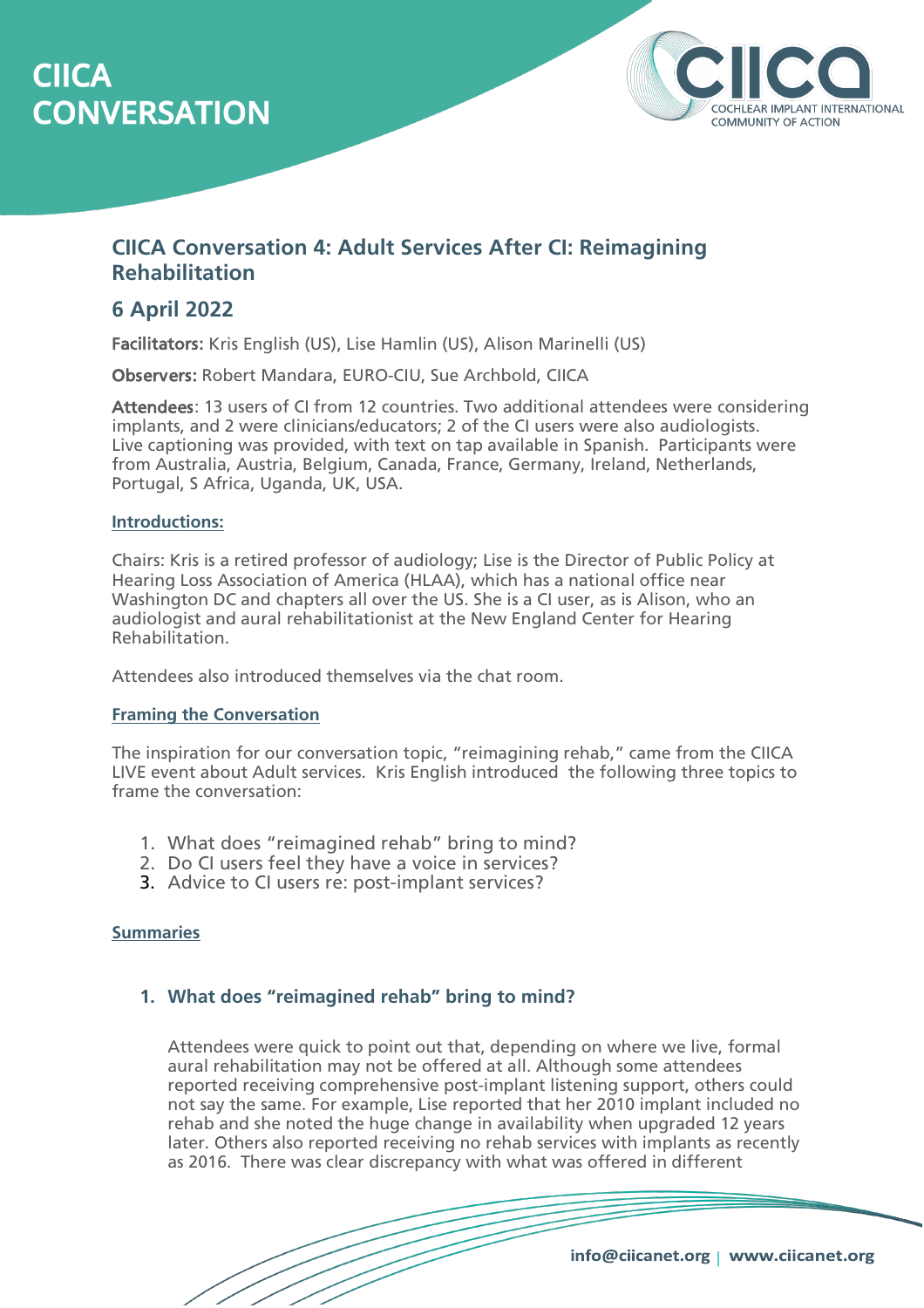# CIICA CONVERSATION

## CIICA Conversation 4: Adult Services After CI: Reimagining Rehabilitation

## 6 April 2022

**Facilitators:** Kris English (US), Lise Hamlin (US), Alison Marinelli (US)

**Observers:** Robert Mandara, EURO-CIU, Sue Archbold, CIICA

**Attendees**: 13 users of CI from 12 countries. Two additional attendees were considering implants, and 2 were clinicians/educators; 2 of the CI users were also audiologists. Live captioning was provided, with text on tap available in Spanish. Participants were from Australia, Austria, Belgium, Canada, France, Germany, Ireland, Netherlands, Portugal, S Africa, Uganda, UK, USA.

**Introductions:**

Chairs: Kris is a retired professor of audiology; Lise is the Director of Public Policy at Hearing Loss Association of America (HLAA), which has a national office near Washington DC and chapters all over the US. She is a CI user, as is Alison, who an audiologist and aural rehabilitationist at the New England Center for Hearing Rehabilitation.

Attendees also introduced themselves via the chat room.

**Framing the Conversation**

The inspiration for our conversation topic, "reimagining rehab," came from the CIICA LIVE event about Adult services. Kris English introduced the following three topics to frame the conversation:

1. What does "reimagined rehab" bring to mind?
2. Do CI users feel they have a voice in services?
3. Advice to CI users re: post-implant services?

**Summaries**

### 1. What does "reimagined rehab" bring to mind?

Attendees were quick to point out that, depending on where we live, formal aural rehabilitation may not be offered at all. Although some attendees reported receiving comprehensive post-implant listening support, others could not say the same. For example, Lise reported that her 2010 implant included no rehab and she noted the huge change in availability when upgraded 12 years later. Others also reported receiving no rehab services with implants as recently as 2016. There was clear discrepancy with what was offered in different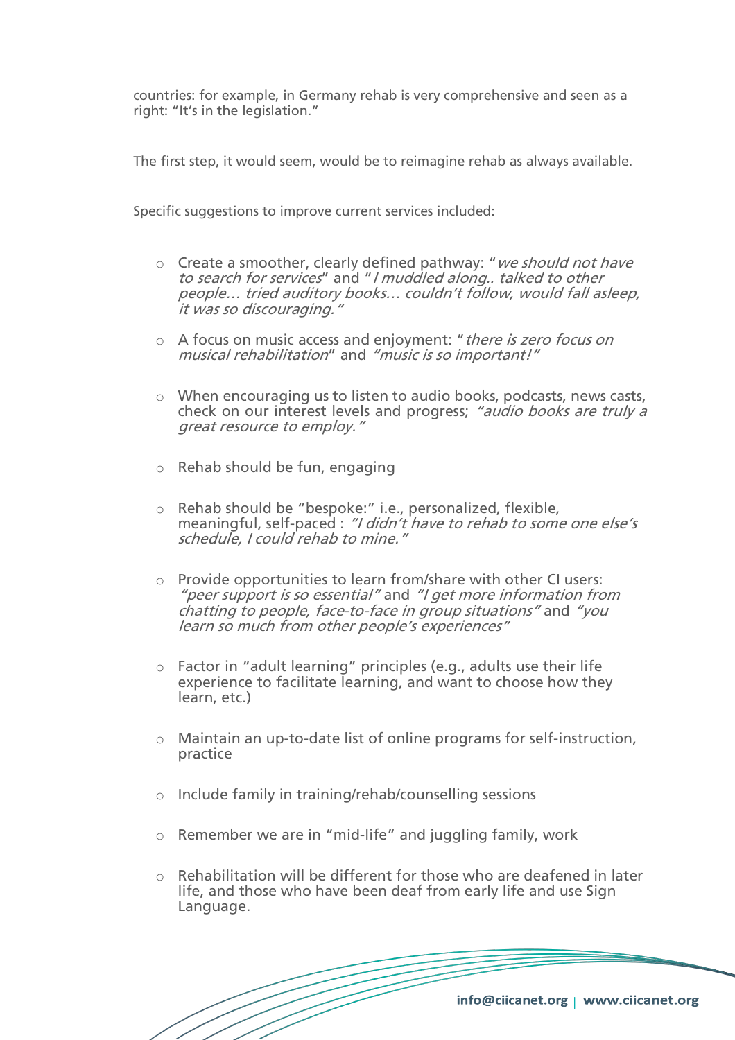countries: for example, in Germany rehab is very comprehensive and seen as a right: "It's in the legislation."

The first step, it would seem, would be to reimagine rehab as always available.

Specific suggestions to improve current services included:

- Create a smoother, clearly defined pathway: "*we should not have to search for services*" and "*I muddled along.. talked to other people… tried auditory books… couldn't follow, would fall asleep, it was so discouraging.*"
- A focus on music access and enjoyment: "*there is zero focus on musical rehabilitation*" and *"music is so important!"*
- When encouraging us to listen to audio books, podcasts, news casts, check on our interest levels and progress; *"audio books are truly a great resource to employ."*
- Rehab should be fun, engaging
- Rehab should be "bespoke:" i.e., personalized, flexible, meaningful, self-paced : *"I didn't have to rehab to some one else's schedule, I could rehab to mine."*
- Provide opportunities to learn from/share with other CI users: *"peer support is so essential"* and *"I get more information from chatting to people, face-to-face in group situations"* and *"you learn so much from other people's experiences"*
- Factor in "adult learning" principles (e.g., adults use their life experience to facilitate learning, and want to choose how they learn, etc.)
- Maintain an up-to-date list of online programs for self-instruction, practice
- Include family in training/rehab/counselling sessions
- Remember we are in "mid-life" and juggling family, work
- Rehabilitation will be different for those who are deafened in later life, and those who have been deaf from early life and use Sign Language.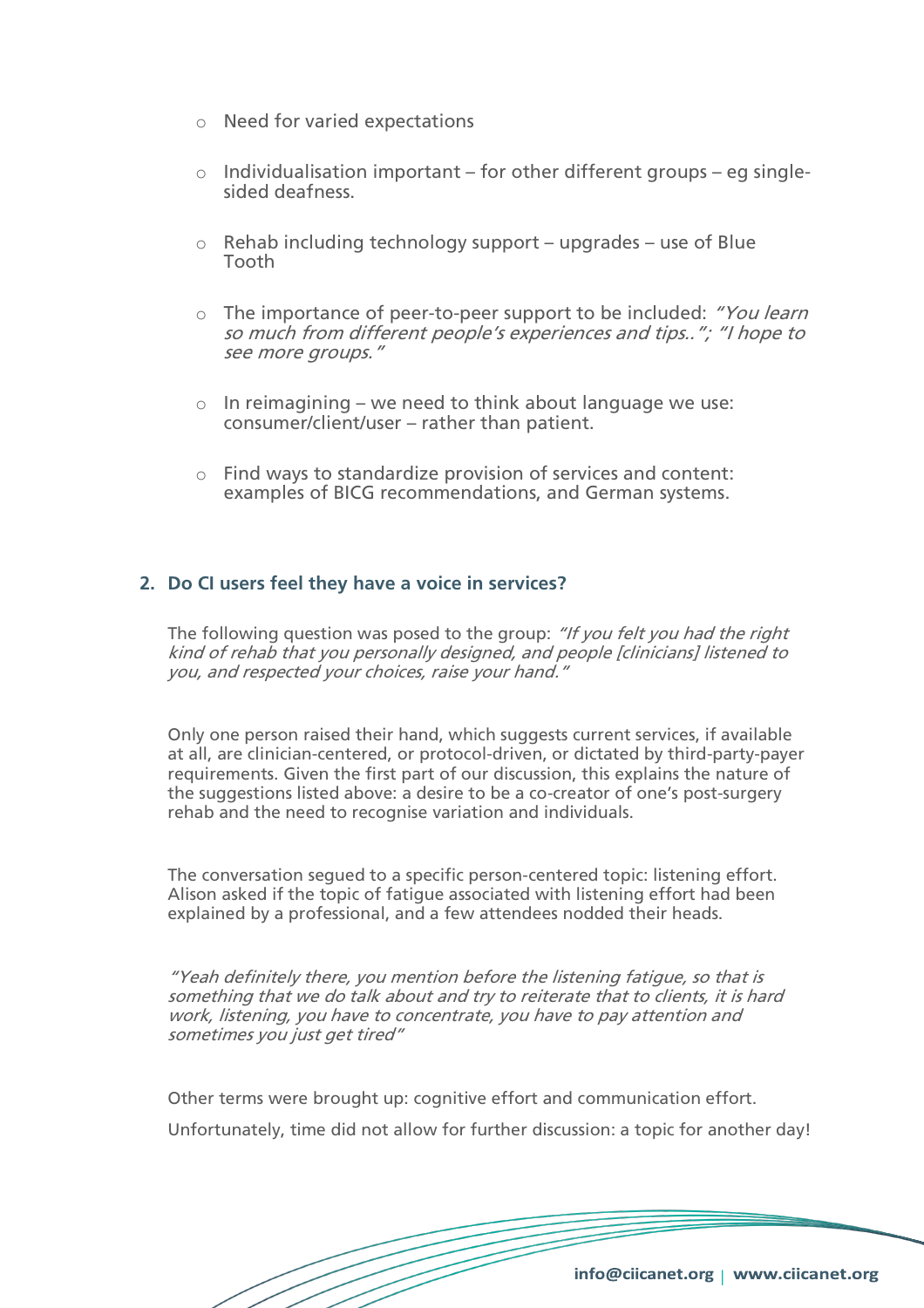- Need for varied expectations

- Individualisation important – for other different groups – eg single-sided deafness.

- Rehab including technology support – upgrades – use of Blue Tooth

- The importance of peer-to-peer support to be included: *"You learn so much from different people's experiences and tips.."; "I hope to see more groups."*

- In reimagining – we need to think about language we use: consumer/client/user – rather than patient.

- Find ways to standardize provision of services and content: examples of BICG recommendations, and German systems.

## 2. Do CI users feel they have a voice in services?

The following question was posed to the group: *"If you felt you had the right kind of rehab that you personally designed, and people [clinicians] listened to you, and respected your choices, raise your hand."*

Only one person raised their hand, which suggests current services, if available at all, are clinician-centered, or protocol-driven, or dictated by third-party-payer requirements. Given the first part of our discussion, this explains the nature of the suggestions listed above: a desire to be a co-creator of one's post-surgery rehab and the need to recognise variation and individuals.

The conversation segued to a specific person-centered topic: listening effort. Alison asked if the topic of fatigue associated with listening effort had been explained by a professional, and a few attendees nodded their heads.

*"Yeah definitely there, you mention before the listening fatigue, so that is something that we do talk about and try to reiterate that to clients, it is hard work, listening, you have to concentrate, you have to pay attention and sometimes you just get tired"*

Other terms were brought up: cognitive effort and communication effort.

Unfortunately, time did not allow for further discussion: a topic for another day!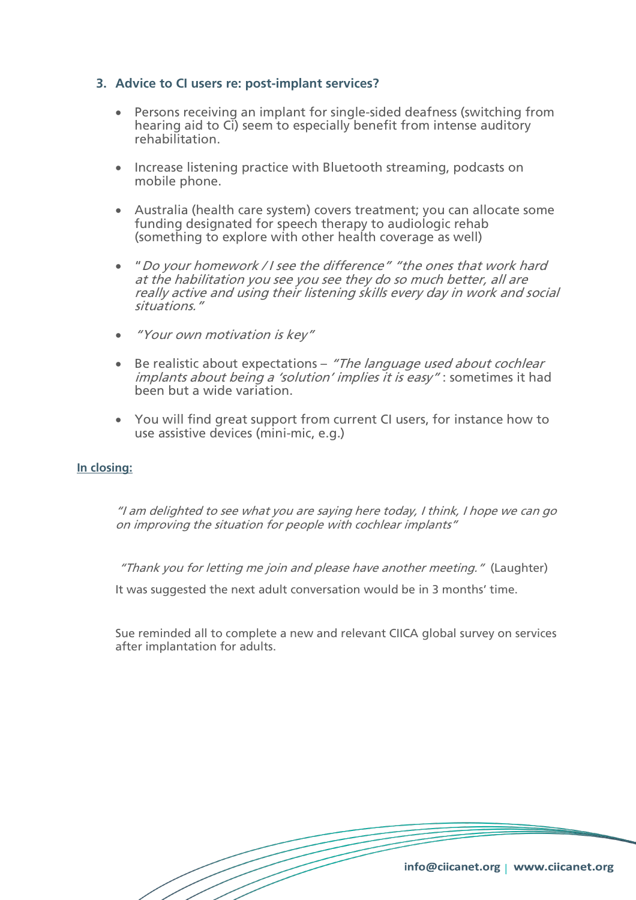### 3. Advice to CI users re: post-implant services?

- Persons receiving an implant for single-sided deafness (switching from hearing aid to Ci) seem to especially benefit from intense auditory rehabilitation.
- Increase listening practice with Bluetooth streaming, podcasts on mobile phone.
- Australia (health care system) covers treatment; you can allocate some funding designated for speech therapy to audiologic rehab (something to explore with other health coverage as well)
- "*Do your homework / I see the difference" "the ones that work hard at the habilitation you see you see they do so much better, all are really active and using their listening skills every day in work and social situations."*
- *"Your own motivation is key"*
- Be realistic about expectations – *"The language used about cochlear implants about being a 'solution' implies it is easy"* : sometimes it had been but a wide variation.
- You will find great support from current CI users, for instance how to use assistive devices (mini-mic, e.g.)

**In closing:**

*"I am delighted to see what you are saying here today, I think, I hope we can go on improving the situation for people with cochlear implants"*

*"Thank you for letting me join and please have another meeting."* (Laughter)

It was suggested the next adult conversation would be in 3 months' time.

Sue reminded all to complete a new and relevant CIICA global survey on services after implantation for adults.